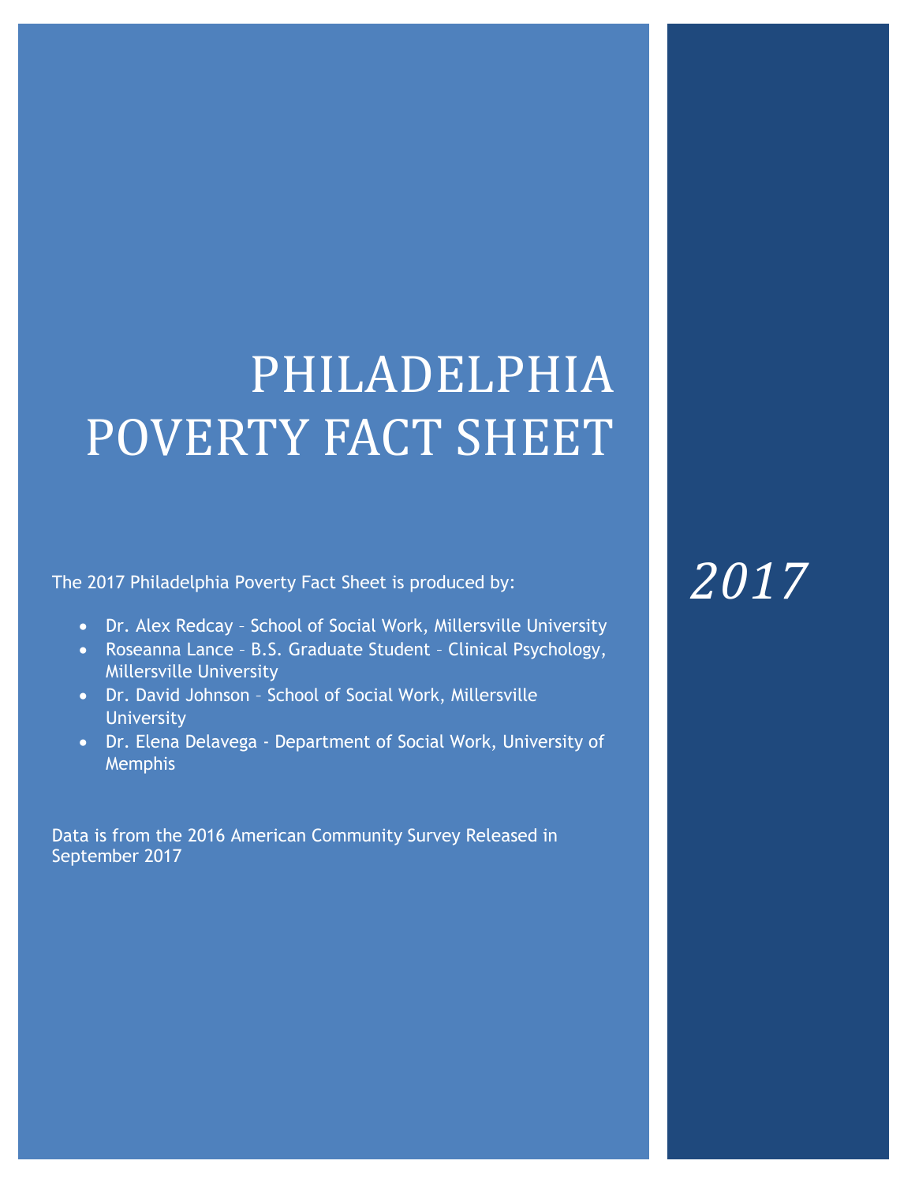# PHILADELPHIA POVERTY FACT SHEET

*2017*

The 2017 Philadelphia Poverty Fact Sheet is produced by:

- Dr. Alex Redcay – School of Social Work, Millersville University
- Roseanna Lance – B.S. Graduate Student – Clinical Psychology, Millersville University
- Dr. David Johnson – School of Social Work, Millersville University
- Dr. Elena Delavega - Department of Social Work, University of Memphis

Data is from the 2016 American Community Survey Released in September 2017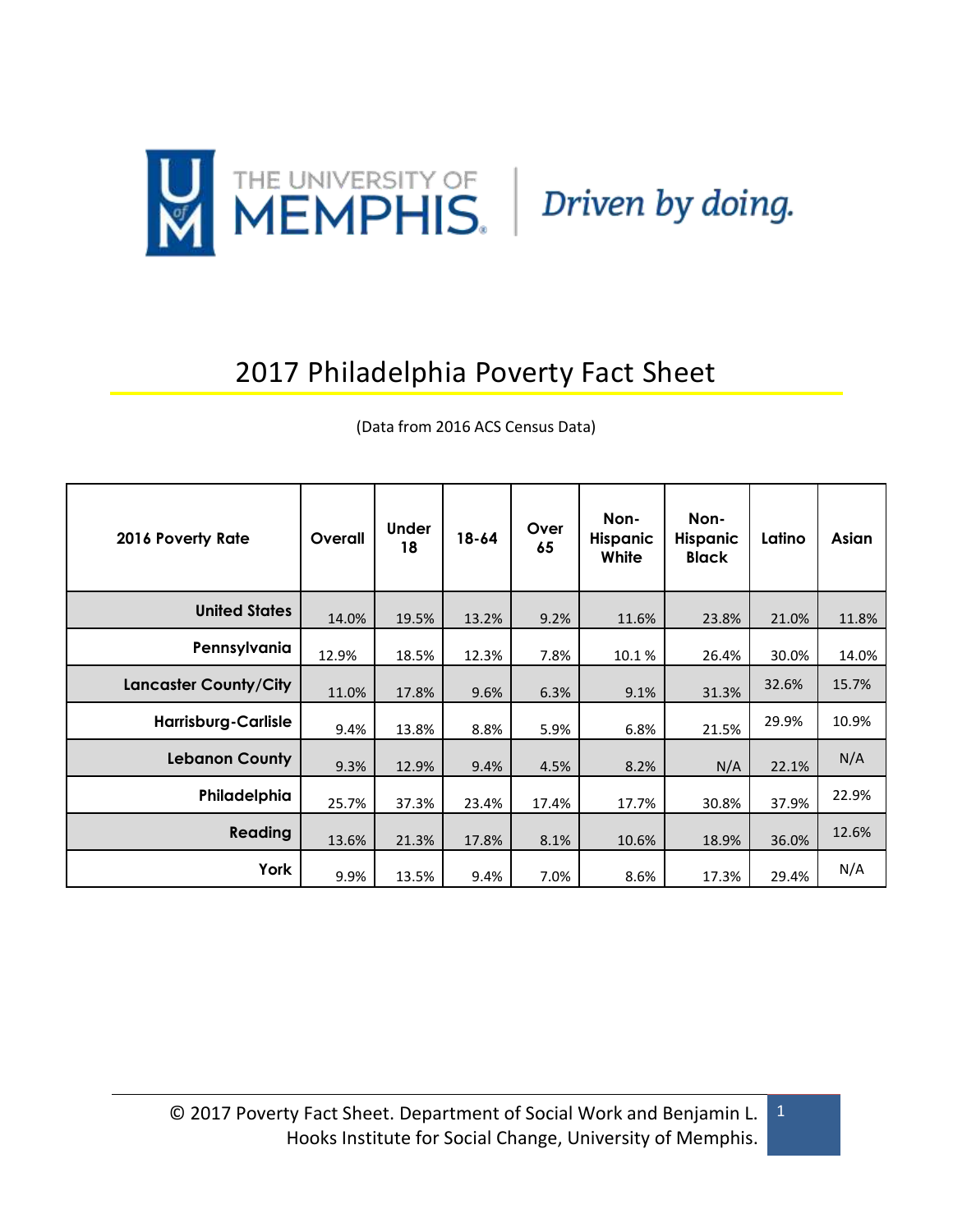THE UNIVERSITY OF MEMPHIS | *Driven by doing.*

# 2017 Philadelphia Poverty Fact Sheet

(Data from 2016 ACS Census Data)

| 2016 Poverty Rate | Overall | Under 18 | 18-64 | Over 65 | Non-Hispanic White | Non-Hispanic Black | Latino | Asian |
|---|---|---|---|---|---|---|---|---|
| **United States** | 14.0% | 19.5% | 13.2% | 9.2% | 11.6% | 23.8% | 21.0% | 11.8% |
| **Pennsylvania** | 12.9% | 18.5% | 12.3% | 7.8% | 10.1 % | 26.4% | 30.0% | 14.0% |
| **Lancaster County/City** | 11.0% | 17.8% | 9.6% | 6.3% | 9.1% | 31.3% | 32.6% | 15.7% |
| **Harrisburg-Carlisle** | 9.4% | 13.8% | 8.8% | 5.9% | 6.8% | 21.5% | 29.9% | 10.9% |
| **Lebanon County** | 9.3% | 12.9% | 9.4% | 4.5% | 8.2% | N/A | 22.1% | N/A |
| **Philadelphia** | 25.7% | 37.3% | 23.4% | 17.4% | 17.7% | 30.8% | 37.9% | 22.9% |
| **Reading** | 13.6% | 21.3% | 17.8% | 8.1% | 10.6% | 18.9% | 36.0% | 12.6% |
| **York** | 9.9% | 13.5% | 9.4% | 7.0% | 8.6% | 17.3% | 29.4% | N/A |

© 2017 Poverty Fact Sheet. Department of Social Work and Benjamin L. Hooks Institute for Social Change, University of Memphis.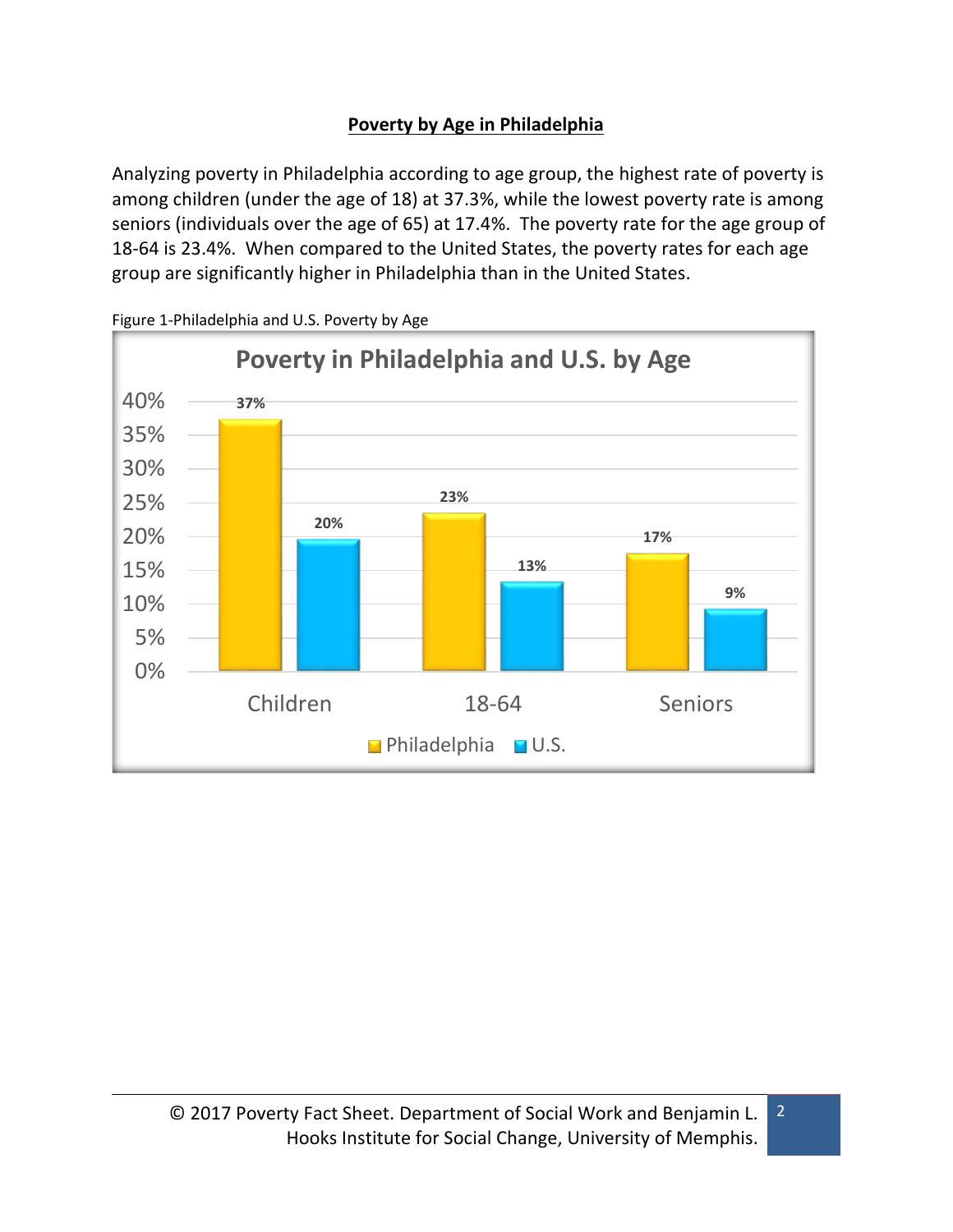## Poverty by Age in Philadelphia

Analyzing poverty in Philadelphia according to age group, the highest rate of poverty is among children (under the age of 18) at 37.3%, while the lowest poverty rate is among seniors (individuals over the age of 65) at 17.4%. The poverty rate for the age group of 18-64 is 23.4%. When compared to the United States, the poverty rates for each age group are significantly higher in Philadelphia than in the United States.

Figure 1-Philadelphia and U.S. Poverty by Age

**Poverty in Philadelphia and U.S. by Age**

| | Philadelphia | U.S. |
|---|---|---|
| Children | 37% | 20% |
| 18-64 | 23% | 13% |
| Seniors | 17% | 9% |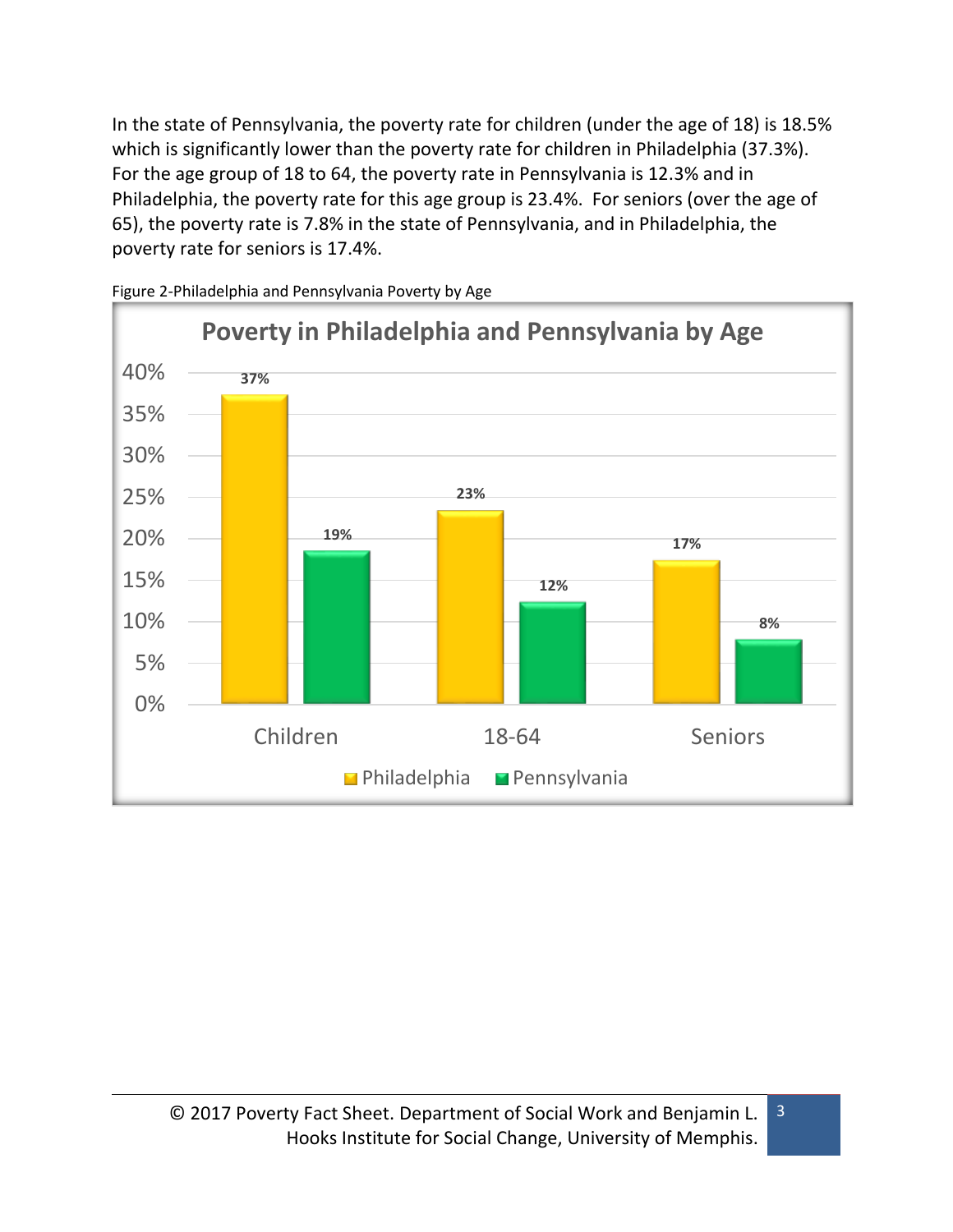In the state of Pennsylvania, the poverty rate for children (under the age of 18) is 18.5% which is significantly lower than the poverty rate for children in Philadelphia (37.3%). For the age group of 18 to 64, the poverty rate in Pennsylvania is 12.3% and in Philadelphia, the poverty rate for this age group is 23.4%. For seniors (over the age of 65), the poverty rate is 7.8% in the state of Pennsylvania, and in Philadelphia, the poverty rate for seniors is 17.4%.

Figure 2-Philadelphia and Pennsylvania Poverty by Age

**Poverty in Philadelphia and Pennsylvania by Age**

| | Philadelphia | Pennsylvania |
|---|---|---|
| Children | 37% | 19% |
| 18-64 | 23% | 12% |
| Seniors | 17% | 8% |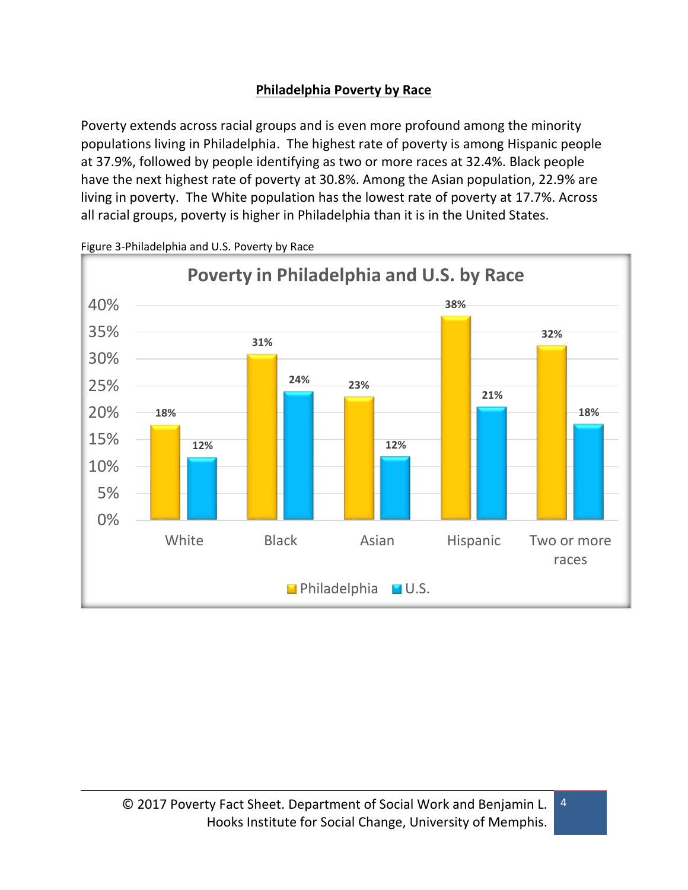## Philadelphia Poverty by Race

Poverty extends across racial groups and is even more profound among the minority populations living in Philadelphia. The highest rate of poverty is among Hispanic people at 37.9%, followed by people identifying as two or more races at 32.4%. Black people have the next highest rate of poverty at 30.8%. Among the Asian population, 22.9% are living in poverty. The White population has the lowest rate of poverty at 17.7%. Across all racial groups, poverty is higher in Philadelphia than it is in the United States.

Figure 3-Philadelphia and U.S. Poverty by Race

**Poverty in Philadelphia and U.S. by Race**

| Race | Philadelphia | U.S. |
|---|---|---|
| White | 18% | 12% |
| Black | 31% | 24% |
| Asian | 23% | 12% |
| Hispanic | 38% | 21% |
| Two or more races | 32% | 18% |

© 2017 Poverty Fact Sheet. Department of Social Work and Benjamin L. Hooks Institute for Social Change, University of Memphis.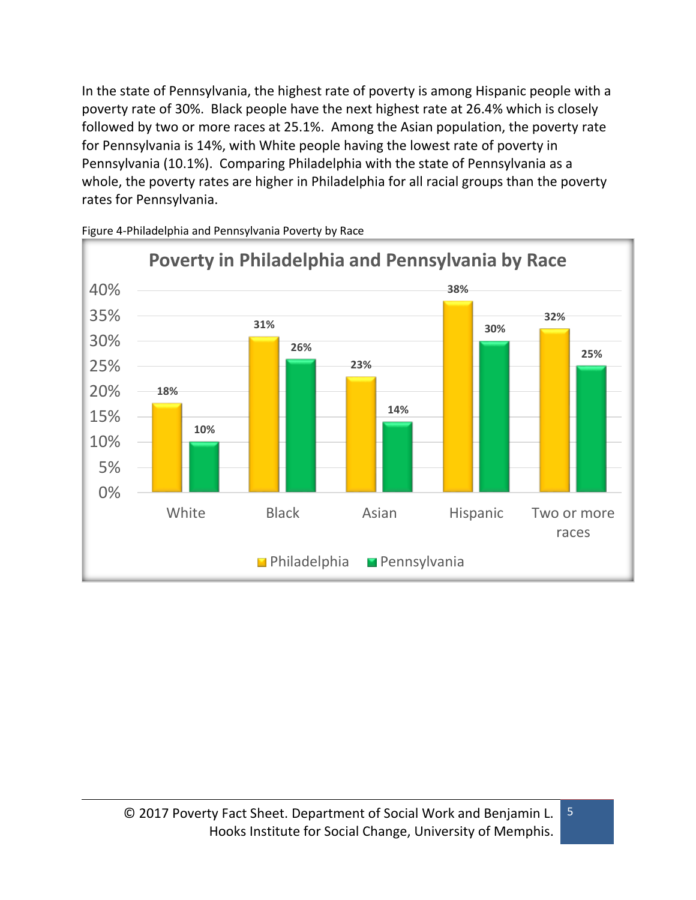In the state of Pennsylvania, the highest rate of poverty is among Hispanic people with a poverty rate of 30%. Black people have the next highest rate at 26.4% which is closely followed by two or more races at 25.1%. Among the Asian population, the poverty rate for Pennsylvania is 14%, with White people having the lowest rate of poverty in Pennsylvania (10.1%). Comparing Philadelphia with the state of Pennsylvania as a whole, the poverty rates are higher in Philadelphia for all racial groups than the poverty rates for Pennsylvania.

Figure 4-Philadelphia and Pennsylvania Poverty by Race

**Poverty in Philadelphia and Pennsylvania by Race**

| | Philadelphia | Pennsylvania |
| --- | --- | --- |
| White | 18% | 10% |
| Black | 31% | 26% |
| Asian | 23% | 14% |
| Hispanic | 38% | 30% |
| Two or more races | 32% | 25% |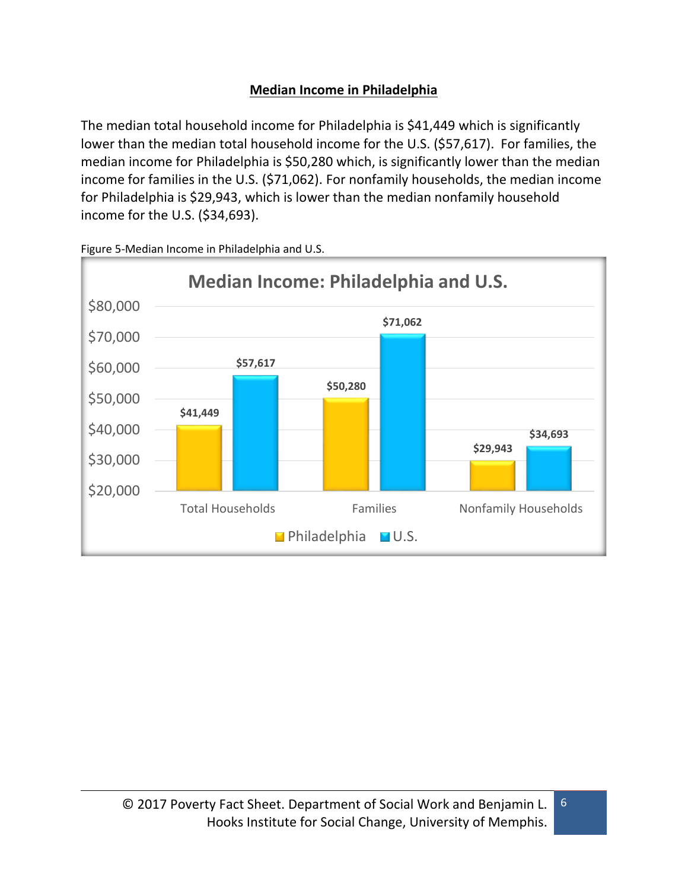## Median Income in Philadelphia

The median total household income for Philadelphia is $41,449 which is significantly lower than the median total household income for the U.S. ($57,617). For families, the median income for Philadelphia is $50,280 which, is significantly lower than the median income for families in the U.S. ($71,062). For nonfamily households, the median income for Philadelphia is $29,943, which is lower than the median nonfamily household income for the U.S. ($34,693).

Figure 5-Median Income in Philadelphia and U.S.

**Median Income: Philadelphia and U.S.**

| | Philadelphia | U.S. |
|---|---|---|
| Total Households | $41,449 | $57,617 |
| Families | $50,280 | $71,062 |
| Nonfamily Households | $29,943 | $34,693 |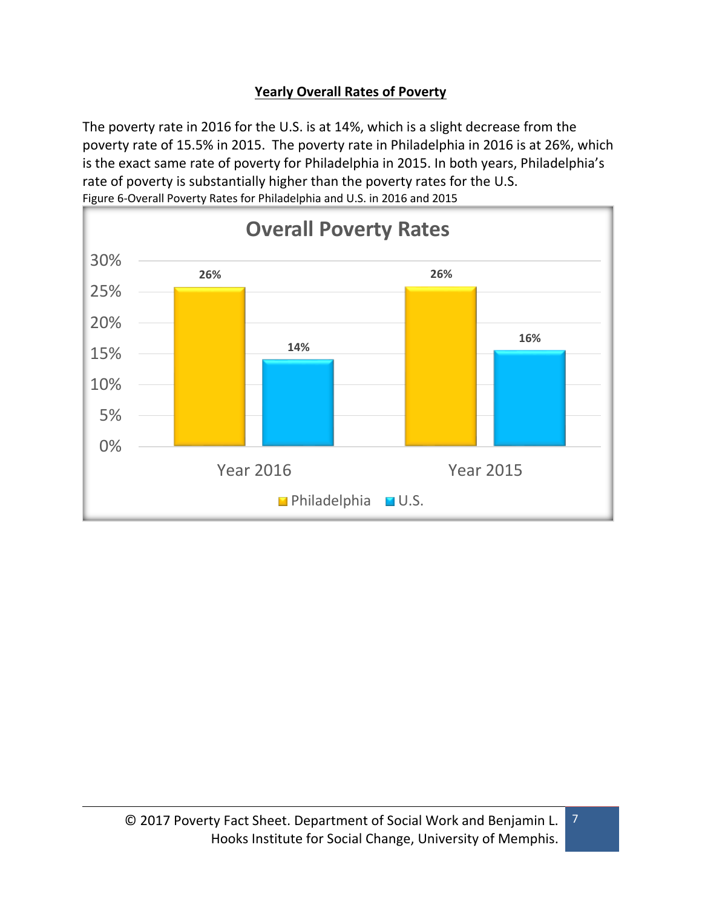## Yearly Overall Rates of Poverty

The poverty rate in 2016 for the U.S. is at 14%, which is a slight decrease from the poverty rate of 15.5% in 2015. The poverty rate in Philadelphia in 2016 is at 26%, which is the exact same rate of poverty for Philadelphia in 2015. In both years, Philadelphia's rate of poverty is substantially higher than the poverty rates for the U.S.

Figure 6-Overall Poverty Rates for Philadelphia and U.S. in 2016 and 2015

**Overall Poverty Rates**

| | Philadelphia | U.S. |
|---|---|---|
| Year 2016 | 26% | 14% |
| Year 2015 | 26% | 16% |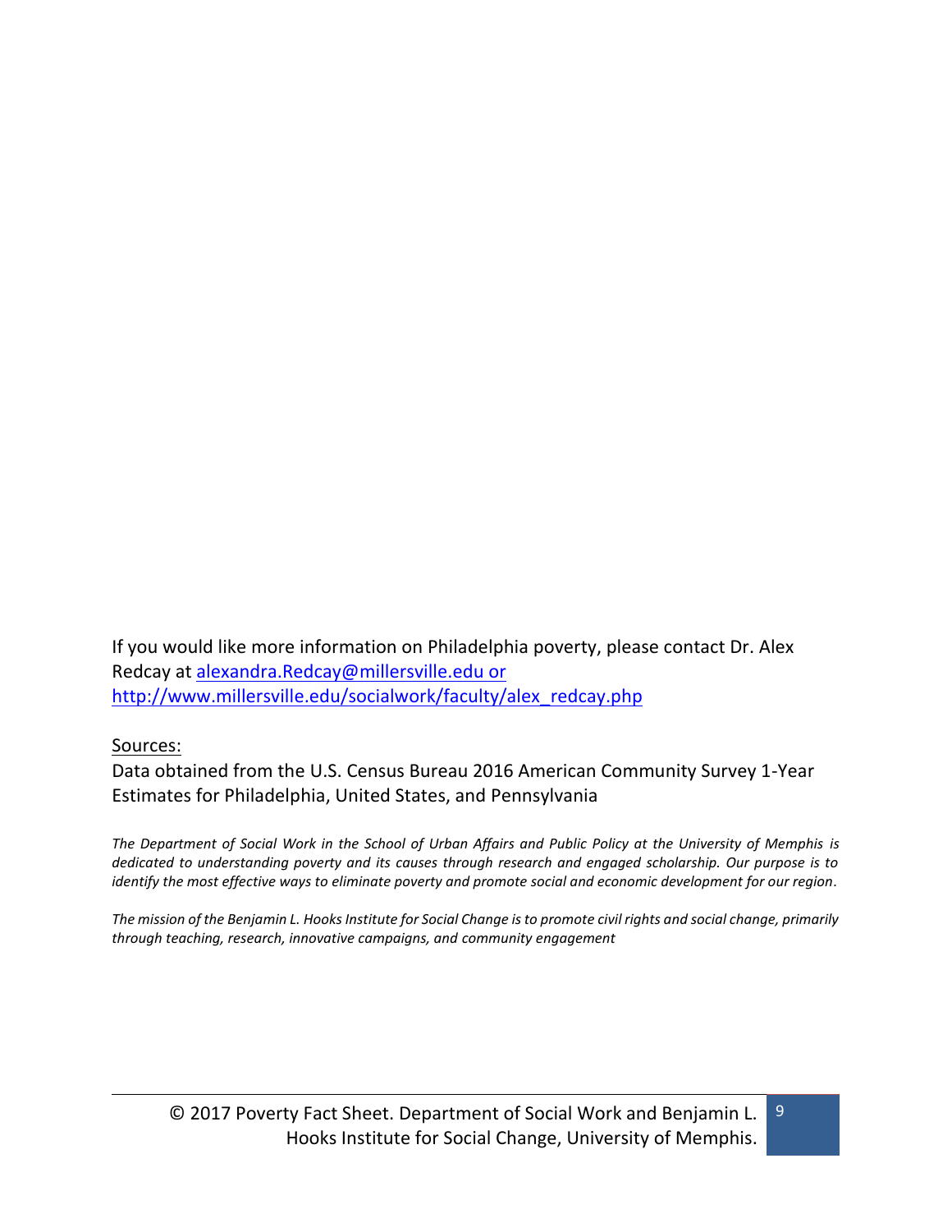If you would like more information on Philadelphia poverty, please contact Dr. Alex Redcay at alexandra.Redcay@millersville.edu or http://www.millersville.edu/socialwork/faculty/alex_redcay.php

Sources:

Data obtained from the U.S. Census Bureau 2016 American Community Survey 1-Year Estimates for Philadelphia, United States, and Pennsylvania

*The Department of Social Work in the School of Urban Affairs and Public Policy at the University of Memphis is dedicated to understanding poverty and its causes through research and engaged scholarship. Our purpose is to identify the most effective ways to eliminate poverty and promote social and economic development for our region.*

*The mission of the Benjamin L. Hooks Institute for Social Change is to promote civil rights and social change, primarily through teaching, research, innovative campaigns, and community engagement*